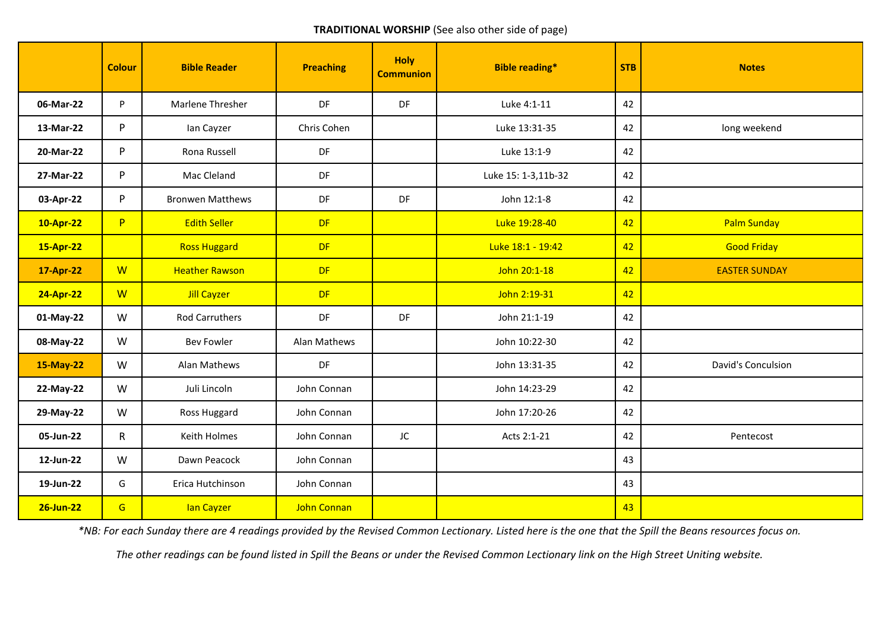**TRADITIONAL WORSHIP** (See also other side of page)

| | Colour | Bible Reader | Preaching | Holy Communion | Bible reading* | STB | Notes |
|---|---|---|---|---|---|---|---|
| **06-Mar-22** | P | Marlene Thresher | DF | DF | Luke 4:1-11 | 42 | |
| **13-Mar-22** | P | Ian Cayzer | Chris Cohen | | Luke 13:31-35 | 42 | long weekend |
| **20-Mar-22** | P | Rona Russell | DF | | Luke 13:1-9 | 42 | |
| **27-Mar-22** | P | Mac Cleland | DF | | Luke 15: 1-3,11b-32 | 42 | |
| **03-Apr-22** | P | Bronwen Matthews | DF | DF | John 12:1-8 | 42 | |
| **10-Apr-22** | P | Edith Seller | DF | | Luke 19:28-40 | 42 | Palm Sunday |
| **15-Apr-22** | | Ross Huggard | DF | | Luke 18:1 - 19:42 | 42 | Good Friday |
| **17-Apr-22** | W | Heather Rawson | DF | | John 20:1-18 | 42 | EASTER SUNDAY |
| **24-Apr-22** | W | Jill Cayzer | DF | | John 2:19-31 | 42 | |
| **01-May-22** | W | Rod Carruthers | DF | DF | John 21:1-19 | 42 | |
| **08-May-22** | W | Bev Fowler | Alan Mathews | | John 10:22-30 | 42 | |
| **15-May-22** | W | Alan Mathews | DF | | John 13:31-35 | 42 | David's Conculsion |
| **22-May-22** | W | Juli Lincoln | John Connan | | John 14:23-29 | 42 | |
| **29-May-22** | W | Ross Huggard | John Connan | | John 17:20-26 | 42 | |
| **05-Jun-22** | R | Keith Holmes | John Connan | JC | Acts 2:1-21 | 42 | Pentecost |
| **12-Jun-22** | W | Dawn Peacock | John Connan | | | 43 | |
| **19-Jun-22** | G | Erica Hutchinson | John Connan | | | 43 | |
| **26-Jun-22** | G | Ian Cayzer | John Connan | | | 43 | |

*\*NB: For each Sunday there are 4 readings provided by the Revised Common Lectionary. Listed here is the one that the Spill the Beans resources focus on.*

*The other readings can be found listed in Spill the Beans or under the Revised Common Lectionary link on the High Street Uniting website.*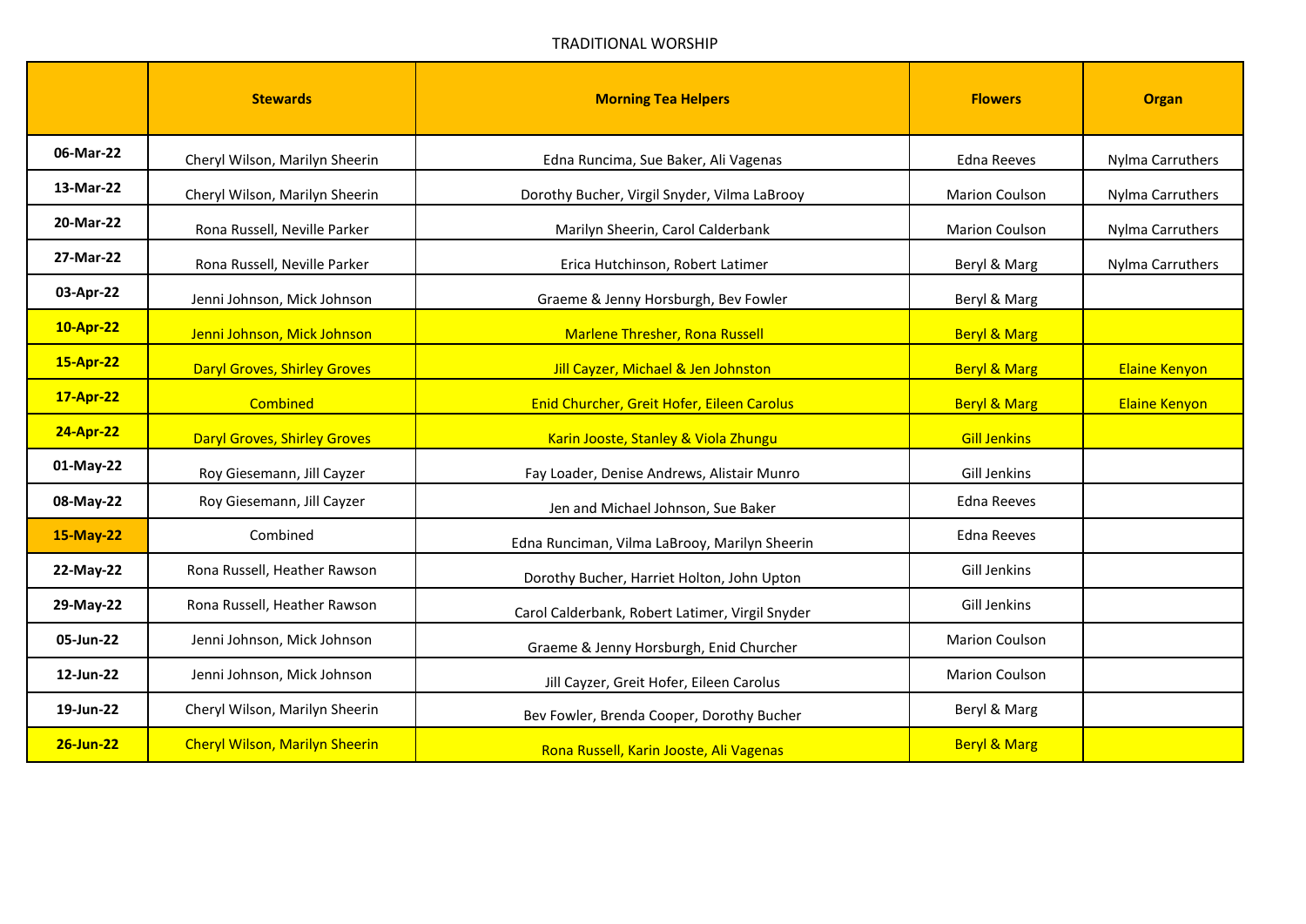TRADITIONAL WORSHIP

| | Stewards | Morning Tea Helpers | Flowers | Organ |
|---|---|---|---|---|
| 06-Mar-22 | Cheryl Wilson, Marilyn Sheerin | Edna Runcima, Sue Baker, Ali Vagenas | Edna Reeves | Nylma Carruthers |
| 13-Mar-22 | Cheryl Wilson, Marilyn Sheerin | Dorothy Bucher, Virgil Snyder, Vilma LaBrooy | Marion Coulson | Nylma Carruthers |
| 20-Mar-22 | Rona Russell, Neville Parker | Marilyn Sheerin, Carol Calderbank | Marion Coulson | Nylma Carruthers |
| 27-Mar-22 | Rona Russell, Neville Parker | Erica Hutchinson, Robert Latimer | Beryl & Marg | Nylma Carruthers |
| 03-Apr-22 | Jenni Johnson, Mick Johnson | Graeme & Jenny Horsburgh, Bev Fowler | Beryl & Marg | |
| 10-Apr-22 | Jenni Johnson, Mick Johnson | Marlene Thresher, Rona Russell | Beryl & Marg | |
| 15-Apr-22 | Daryl Groves, Shirley Groves | Jill Cayzer, Michael & Jen Johnston | Beryl & Marg | Elaine Kenyon |
| 17-Apr-22 | Combined | Enid Churcher, Greit Hofer, Eileen Carolus | Beryl & Marg | Elaine Kenyon |
| 24-Apr-22 | Daryl Groves, Shirley Groves | Karin Jooste, Stanley & Viola Zhungu | Gill Jenkins | |
| 01-May-22 | Roy Giesemann, Jill Cayzer | Fay Loader, Denise Andrews, Alistair Munro | Gill Jenkins | |
| 08-May-22 | Roy Giesemann, Jill Cayzer | Jen and Michael Johnson, Sue Baker | Edna Reeves | |
| 15-May-22 | Combined | Edna Runciman, Vilma LaBrooy, Marilyn Sheerin | Edna Reeves | |
| 22-May-22 | Rona Russell, Heather Rawson | Dorothy Bucher, Harriet Holton, John Upton | Gill Jenkins | |
| 29-May-22 | Rona Russell, Heather Rawson | Carol Calderbank, Robert Latimer, Virgil Snyder | Gill Jenkins | |
| 05-Jun-22 | Jenni Johnson, Mick Johnson | Graeme & Jenny Horsburgh, Enid Churcher | Marion Coulson | |
| 12-Jun-22 | Jenni Johnson, Mick Johnson | Jill Cayzer, Greit Hofer, Eileen Carolus | Marion Coulson | |
| 19-Jun-22 | Cheryl Wilson, Marilyn Sheerin | Bev Fowler, Brenda Cooper, Dorothy Bucher | Beryl & Marg | |
| 26-Jun-22 | Cheryl Wilson, Marilyn Sheerin | Rona Russell, Karin Jooste, Ali Vagenas | Beryl & Marg | |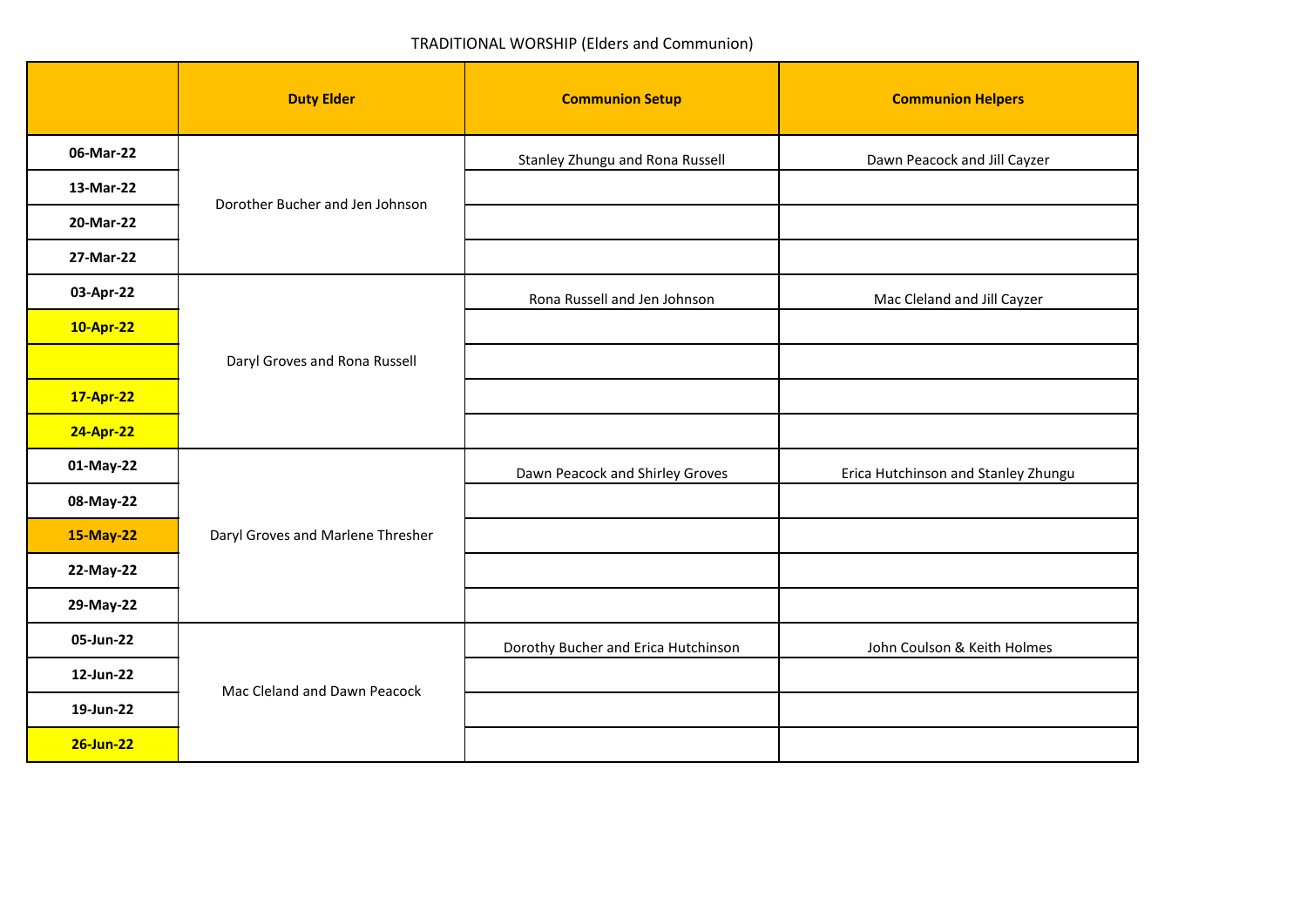TRADITIONAL WORSHIP (Elders and Communion)

| | Duty Elder | Communion Setup | Communion Helpers |
|---|---|---|---|
| 06-Mar-22 | Dorother Bucher and Jen Johnson | Stanley Zhungu and Rona Russell | Dawn Peacock and Jill Cayzer |
| 13-Mar-22 | | | |
| 20-Mar-22 | | | |
| 27-Mar-22 | | | |
| 03-Apr-22 | Daryl Groves and Rona Russell | Rona Russell and Jen Johnson | Mac Cleland and Jill Cayzer |
| 10-Apr-22 | | | |
| | | | |
| 17-Apr-22 | | | |
| 24-Apr-22 | | | |
| 01-May-22 | Daryl Groves and Marlene Thresher | Dawn Peacock and Shirley Groves | Erica Hutchinson and Stanley Zhungu |
| 08-May-22 | | | |
| 15-May-22 | | | |
| 22-May-22 | | | |
| 29-May-22 | | | |
| 05-Jun-22 | Mac Cleland and Dawn Peacock | Dorothy Bucher and Erica Hutchinson | John Coulson & Keith Holmes |
| 12-Jun-22 | | | |
| 19-Jun-22 | | | |
| 26-Jun-22 | | | |